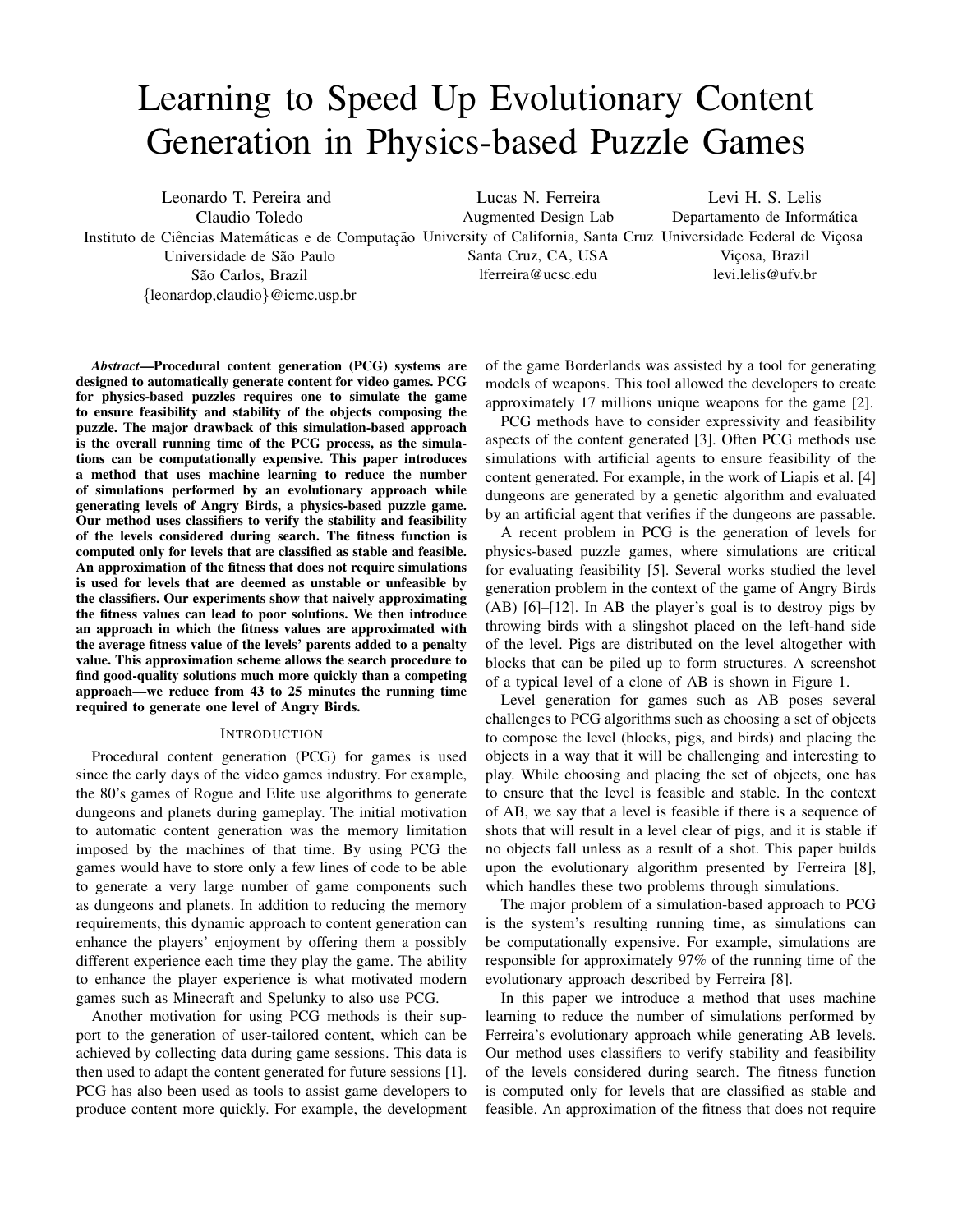# Learning to Speed Up Evolutionary Content Generation in Physics-based Puzzle Games

Leonardo T. Pereira and Claudio Toledo
Instituto de Ciências Matemáticas e de Computação
Universidade de São Paulo
São Carlos, Brazil
{leonardop,claudio}@icmc.usp.br

Lucas N. Ferreira
Augmented Design Lab
University of California, Santa Cruz
Santa Cruz, CA, USA
lferreira@ucsc.edu

Levi H. S. Lelis
Departamento de Informática
Universidade Federal de Viçosa
Viçosa, Brazil
levi.lelis@ufv.br

***Abstract*—Procedural content generation (PCG) systems are designed to automatically generate content for video games. PCG for physics-based puzzles requires one to simulate the game to ensure feasibility and stability of the objects composing the puzzle. The major drawback of this simulation-based approach is the overall running time of the PCG process, as the simulations can be computationally expensive. This paper introduces a method that uses machine learning to reduce the number of simulations performed by an evolutionary approach while generating levels of Angry Birds, a physics-based puzzle game. Our method uses classifiers to verify the stability and feasibility of the levels considered during search. The fitness function is computed only for levels that are classified as stable and feasible. An approximation of the fitness that does not require simulations is used for levels that are deemed as unstable or unfeasible by the classifiers. Our experiments show that naively approximating the fitness values can lead to poor solutions. We then introduce an approach in which the fitness values are approximated with the average fitness value of the levels' parents added to a penalty value. This approximation scheme allows the search procedure to find good-quality solutions much more quickly than a competing approach—we reduce from 43 to 25 minutes the running time required to generate one level of Angry Birds.**

## INTRODUCTION

Procedural content generation (PCG) for games is used since the early days of the video games industry. For example, the 80's games of Rogue and Elite use algorithms to generate dungeons and planets during gameplay. The initial motivation to automatic content generation was the memory limitation imposed by the machines of that time. By using PCG the games would have to store only a few lines of code to be able to generate a very large number of game components such as dungeons and planets. In addition to reducing the memory requirements, this dynamic approach to content generation can enhance the players' enjoyment by offering them a possibly different experience each time they play the game. The ability to enhance the player experience is what motivated modern games such as Minecraft and Spelunky to also use PCG.

Another motivation for using PCG methods is their support to the generation of user-tailored content, which can be achieved by collecting data during game sessions. This data is then used to adapt the content generated for future sessions [1]. PCG has also been used as tools to assist game developers to produce content more quickly. For example, the development of the game Borderlands was assisted by a tool for generating models of weapons. This tool allowed the developers to create approximately 17 millions unique weapons for the game [2].

PCG methods have to consider expressivity and feasibility aspects of the content generated [3]. Often PCG methods use simulations with artificial agents to ensure feasibility of the content generated. For example, in the work of Liapis et al. [4] dungeons are generated by a genetic algorithm and evaluated by an artificial agent that verifies if the dungeons are passable.

A recent problem in PCG is the generation of levels for physics-based puzzle games, where simulations are critical for evaluating feasibility [5]. Several works studied the level generation problem in the context of the game of Angry Birds (AB) [6]–[12]. In AB the player's goal is to destroy pigs by throwing birds with a slingshot placed on the left-hand side of the level. Pigs are distributed on the level altogether with blocks that can be piled up to form structures. A screenshot of a typical level of a clone of AB is shown in Figure 1.

Level generation for games such as AB poses several challenges to PCG algorithms such as choosing a set of objects to compose the level (blocks, pigs, and birds) and placing the objects in a way that it will be challenging and interesting to play. While choosing and placing the set of objects, one has to ensure that the level is feasible and stable. In the context of AB, we say that a level is feasible if there is a sequence of shots that will result in a level clear of pigs, and it is stable if no objects fall unless as a result of a shot. This paper builds upon the evolutionary algorithm presented by Ferreira [8], which handles these two problems through simulations.

The major problem of a simulation-based approach to PCG is the system's resulting running time, as simulations can be computationally expensive. For example, simulations are responsible for approximately 97% of the running time of the evolutionary approach described by Ferreira [8].

In this paper we introduce a method that uses machine learning to reduce the number of simulations performed by Ferreira's evolutionary approach while generating AB levels. Our method uses classifiers to verify stability and feasibility of the levels considered during search. The fitness function is computed only for levels that are classified as stable and feasible. An approximation of the fitness that does not require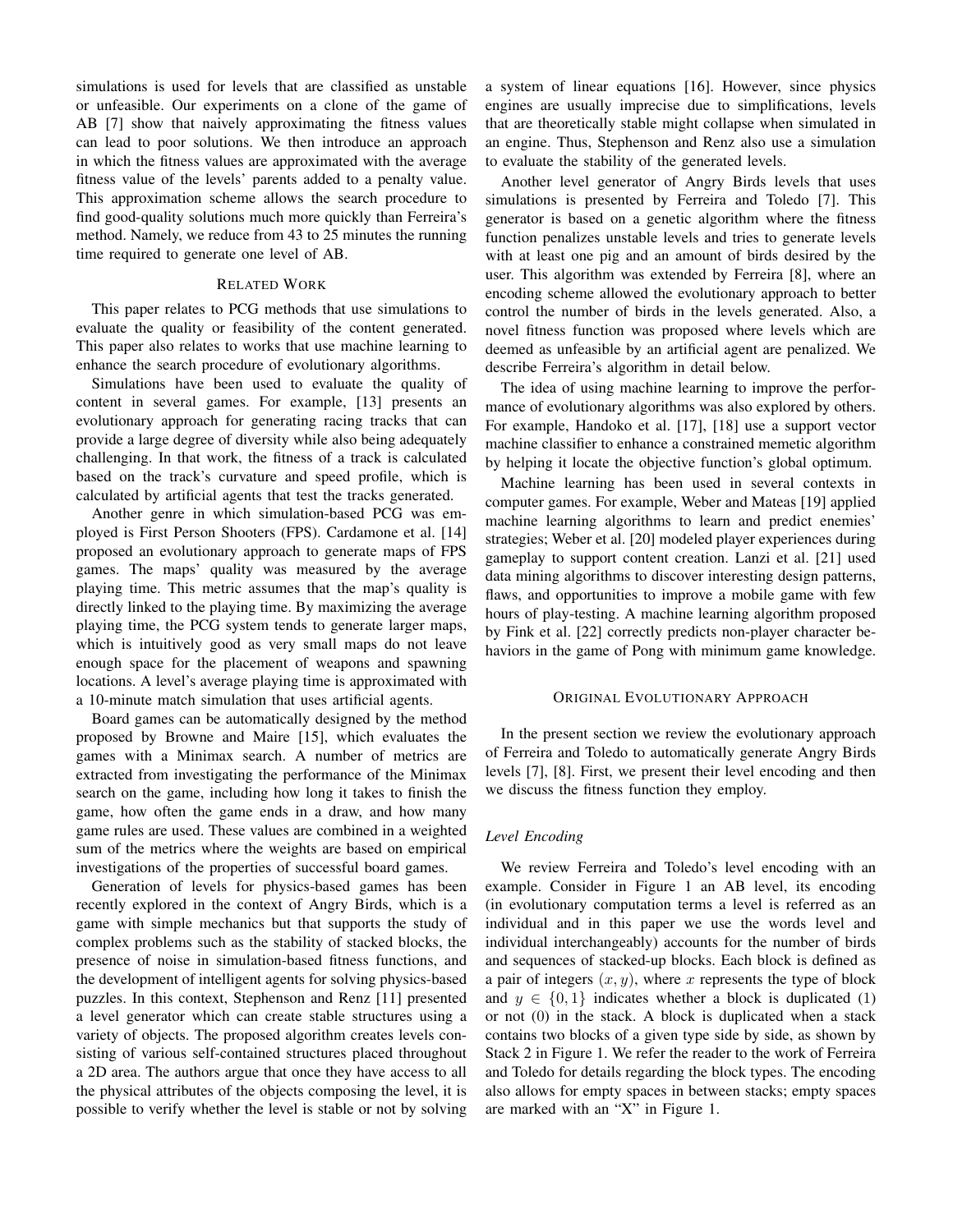simulations is used for levels that are classified as unstable or unfeasible. Our experiments on a clone of the game of AB [7] show that naively approximating the fitness values can lead to poor solutions. We then introduce an approach in which the fitness values are approximated with the average fitness value of the levels' parents added to a penalty value. This approximation scheme allows the search procedure to find good-quality solutions much more quickly than Ferreira's method. Namely, we reduce from 43 to 25 minutes the running time required to generate one level of AB.

## Related Work

This paper relates to PCG methods that use simulations to evaluate the quality or feasibility of the content generated. This paper also relates to works that use machine learning to enhance the search procedure of evolutionary algorithms.

Simulations have been used to evaluate the quality of content in several games. For example, [13] presents an evolutionary approach for generating racing tracks that can provide a large degree of diversity while also being adequately challenging. In that work, the fitness of a track is calculated based on the track's curvature and speed profile, which is calculated by artificial agents that test the tracks generated.

Another genre in which simulation-based PCG was employed is First Person Shooters (FPS). Cardamone et al. [14] proposed an evolutionary approach to generate maps of FPS games. The maps' quality was measured by the average playing time. This metric assumes that the map's quality is directly linked to the playing time. By maximizing the average playing time, the PCG system tends to generate larger maps, which is intuitively good as very small maps do not leave enough space for the placement of weapons and spawning locations. A level's average playing time is approximated with a 10-minute match simulation that uses artificial agents.

Board games can be automatically designed by the method proposed by Browne and Maire [15], which evaluates the games with a Minimax search. A number of metrics are extracted from investigating the performance of the Minimax search on the game, including how long it takes to finish the game, how often the game ends in a draw, and how many game rules are used. These values are combined in a weighted sum of the metrics where the weights are based on empirical investigations of the properties of successful board games.

Generation of levels for physics-based games has been recently explored in the context of Angry Birds, which is a game with simple mechanics but that supports the study of complex problems such as the stability of stacked blocks, the presence of noise in simulation-based fitness functions, and the development of intelligent agents for solving physics-based puzzles. In this context, Stephenson and Renz [11] presented a level generator which can create stable structures using a variety of objects. The proposed algorithm creates levels consisting of various self-contained structures placed throughout a 2D area. The authors argue that once they have access to all the physical attributes of the objects composing the level, it is possible to verify whether the level is stable or not by solving a system of linear equations [16]. However, since physics engines are usually imprecise due to simplifications, levels that are theoretically stable might collapse when simulated in an engine. Thus, Stephenson and Renz also use a simulation to evaluate the stability of the generated levels.

Another level generator of Angry Birds levels that uses simulations is presented by Ferreira and Toledo [7]. This generator is based on a genetic algorithm where the fitness function penalizes unstable levels and tries to generate levels with at least one pig and an amount of birds desired by the user. This algorithm was extended by Ferreira [8], where an encoding scheme allowed the evolutionary approach to better control the number of birds in the levels generated. Also, a novel fitness function was proposed where levels which are deemed as unfeasible by an artificial agent are penalized. We describe Ferreira's algorithm in detail below.

The idea of using machine learning to improve the performance of evolutionary algorithms was also explored by others. For example, Handoko et al. [17], [18] use a support vector machine classifier to enhance a constrained memetic algorithm by helping it locate the objective function's global optimum.

Machine learning has been used in several contexts in computer games. For example, Weber and Mateas [19] applied machine learning algorithms to learn and predict enemies' strategies; Weber et al. [20] modeled player experiences during gameplay to support content creation. Lanzi et al. [21] used data mining algorithms to discover interesting design patterns, flaws, and opportunities to improve a mobile game with few hours of play-testing. A machine learning algorithm proposed by Fink et al. [22] correctly predicts non-player character behaviors in the game of Pong with minimum game knowledge.

## Original Evolutionary Approach

In the present section we review the evolutionary approach of Ferreira and Toledo to automatically generate Angry Birds levels [7], [8]. First, we present their level encoding and then we discuss the fitness function they employ.

### *Level Encoding*

We review Ferreira and Toledo's level encoding with an example. Consider in Figure 1 an AB level, its encoding (in evolutionary computation terms a level is referred as an individual and in this paper we use the words level and individual interchangeably) accounts for the number of birds and sequences of stacked-up blocks. Each block is defined as a pair of integers $(x, y)$, where $x$ represents the type of block and $y \in \{0, 1\}$ indicates whether a block is duplicated (1) or not (0) in the stack. A block is duplicated when a stack contains two blocks of a given type side by side, as shown by Stack 2 in Figure 1. We refer the reader to the work of Ferreira and Toledo for details regarding the block types. The encoding also allows for empty spaces in between stacks; empty spaces are marked with an "X" in Figure 1.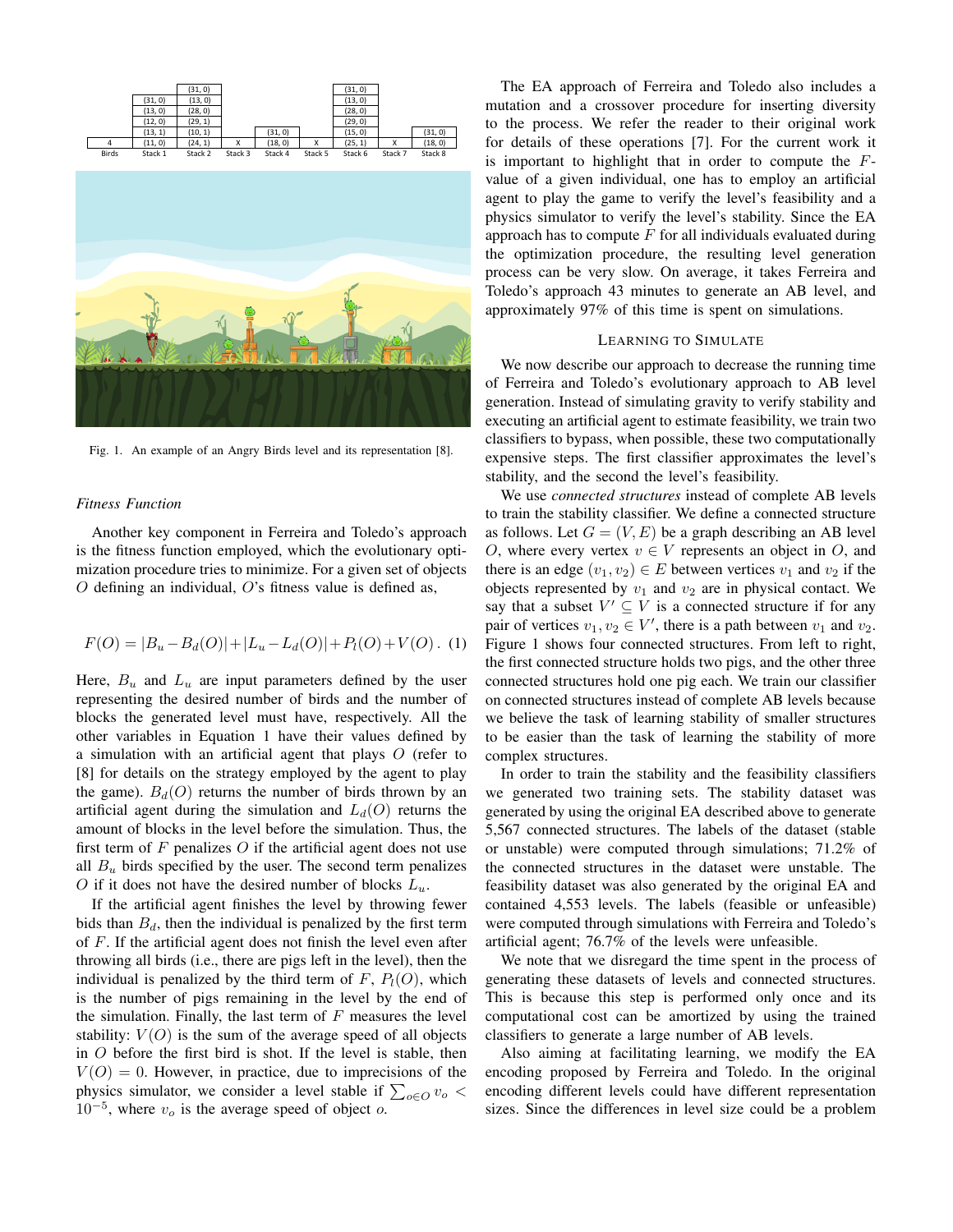| Birds | Stack 1 | Stack 2 | Stack 3 | Stack 4 | Stack 5 | Stack 6 | Stack 7 | Stack 8 |
|---|---|---|---|---|---|---|---|---|
| | | (31, 0) | | | | (31, 0) | | |
| | (31, 0) | (13, 0) | | | | (13, 0) | | |
| | (13, 0) | (28, 0) | | | | (28, 0) | | |
| | (12, 0) | (29, 1) | | | | (29, 0) | | |
| | (13, 1) | (10, 1) | | (31, 0) | | (15, 0) | | (31, 0) |
| 4 | (11, 0) | (24, 1) | X | (18, 0) | X | (25, 1) | X | (18, 0) |

Fig. 1. An example of an Angry Birds level and its representation [8].

### *Fitness Function*

Another key component in Ferreira and Toledo's approach is the fitness function employed, which the evolutionary optimization procedure tries to minimize. For a given set of objects $O$ defining an individual, $O$'s fitness value is defined as,

$$F(O) = |B_u - B_d(O)| + |L_u - L_d(O)| + P_l(O) + V(O)\,. \quad (1)$$

Here, $B_u$ and $L_u$ are input parameters defined by the user representing the desired number of birds and the number of blocks the generated level must have, respectively. All the other variables in Equation 1 have their values defined by a simulation with an artificial agent that plays $O$ (refer to [8] for details on the strategy employed by the agent to play the game). $B_d(O)$ returns the number of birds thrown by an artificial agent during the simulation and $L_d(O)$ returns the amount of blocks in the level before the simulation. Thus, the first term of $F$ penalizes $O$ if the artificial agent does not use all $B_u$ birds specified by the user. The second term penalizes $O$ if it does not have the desired number of blocks $L_u$.

If the artificial agent finishes the level by throwing fewer bids than $B_d$, then the individual is penalized by the first term of $F$. If the artificial agent does not finish the level even after throwing all birds (i.e., there are pigs left in the level), then the individual is penalized by the third term of $F$, $P_l(O)$, which is the number of pigs remaining in the level by the end of the simulation. Finally, the last term of $F$ measures the level stability: $V(O)$ is the sum of the average speed of all objects in $O$ before the first bird is shot. If the level is stable, then $V(O) = 0$. However, in practice, due to imprecisions of the physics simulator, we consider a level stable if $\sum_{o \in O} v_o < 10^{-5}$, where $v_o$ is the average speed of object $o$.

The EA approach of Ferreira and Toledo also includes a mutation and a crossover procedure for inserting diversity to the process. We refer the reader to their original work for details of these operations [7]. For the current work it is important to highlight that in order to compute the $F$-value of a given individual, one has to employ an artificial agent to play the game to verify the level's feasibility and a physics simulator to verify the level's stability. Since the EA approach has to compute $F$ for all individuals evaluated during the optimization procedure, the resulting level generation process can be very slow. On average, it takes Ferreira and Toledo's approach 43 minutes to generate an AB level, and approximately 97% of this time is spent on simulations.

## Learning to Simulate

We now describe our approach to decrease the running time of Ferreira and Toledo's evolutionary approach to AB level generation. Instead of simulating gravity to verify stability and executing an artificial agent to estimate feasibility, we train two classifiers to bypass, when possible, these two computationally expensive steps. The first classifier approximates the level's stability, and the second the level's feasibility.

We use *connected structures* instead of complete AB levels to train the stability classifier. We define a connected structure as follows. Let $G = (V, E)$ be a graph describing an AB level $O$, where every vertex $v \in V$ represents an object in $O$, and there is an edge $(v_1, v_2) \in E$ between vertices $v_1$ and $v_2$ if the objects represented by $v_1$ and $v_2$ are in physical contact. We say that a subset $V' \subseteq V$ is a connected structure if for any pair of vertices $v_1, v_2 \in V'$, there is a path between $v_1$ and $v_2$. Figure 1 shows four connected structures. From left to right, the first connected structure holds two pigs, and the other three connected structures hold one pig each. We train our classifier on connected structures instead of complete AB levels because we believe the task of learning stability of smaller structures to be easier than the task of learning the stability of more complex structures.

In order to train the stability and the feasibility classifiers we generated two training sets. The stability dataset was generated by using the original EA described above to generate 5,567 connected structures. The labels of the dataset (stable or unstable) were computed through simulations; 71.2% of the connected structures in the dataset were unstable. The feasibility dataset was also generated by the original EA and contained 4,553 levels. The labels (feasible or unfeasible) were computed through simulations with Ferreira and Toledo's artificial agent; 76.7% of the levels were unfeasible.

We note that we disregard the time spent in the process of generating these datasets of levels and connected structures. This is because this step is performed only once and its computational cost can be amortized by using the trained classifiers to generate a large number of AB levels.

Also aiming at facilitating learning, we modify the EA encoding proposed by Ferreira and Toledo. In the original encoding different levels could have different representation sizes. Since the differences in level size could be a problem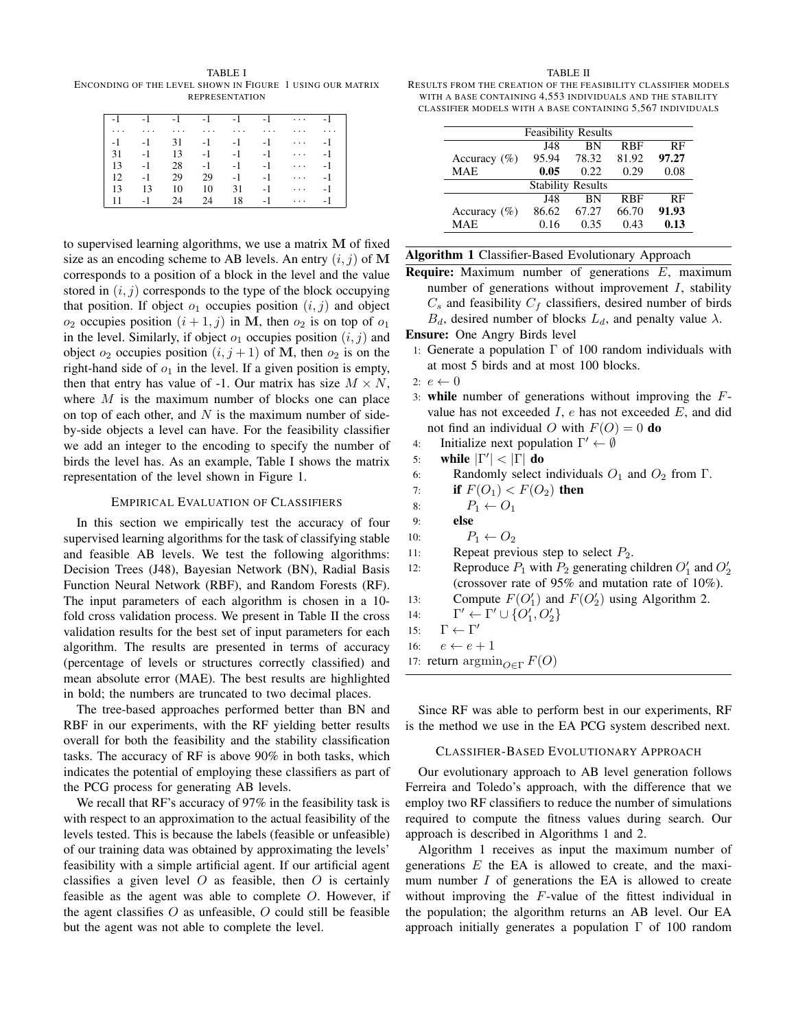TABLE I
ENCONDING OF THE LEVEL SHOWN IN FIGURE 1 USING OUR MATRIX REPRESENTATION

| | | | | | | | |
|---|---|---|---|---|---|---|---|
| -1 | -1 | -1 | -1 | -1 | -1 | ... | -1 |
| ... | ... | ... | ... | ... | ... | ... | ... |
| -1 | -1 | 31 | -1 | -1 | -1 | ... | -1 |
| 31 | -1 | 13 | -1 | -1 | -1 | ... | -1 |
| 13 | -1 | 28 | -1 | -1 | -1 | ... | -1 |
| 12 | -1 | 29 | 29 | -1 | -1 | ... | -1 |
| 13 | 13 | 10 | 10 | 31 | -1 | ... | -1 |
| 11 | -1 | 24 | 24 | 18 | -1 | ... | -1 |

to supervised learning algorithms, we use a matrix $\mathbf{M}$ of fixed size as an encoding scheme to AB levels. An entry $(i, j)$ of $\mathbf{M}$ corresponds to a position of a block in the level and the value stored in $(i, j)$ corresponds to the type of the block occupying that position. If object $o_1$ occupies position $(i, j)$ and object $o_2$ occupies position $(i + 1, j)$ in $\mathbf{M}$, then $o_2$ is on top of $o_1$ in the level. Similarly, if object $o_1$ occupies position $(i, j)$ and object $o_2$ occupies position $(i, j + 1)$ of $\mathbf{M}$, then $o_2$ is on the right-hand side of $o_1$ in the level. If a given position is empty, then that entry has value of -1. Our matrix has size $M \times N$, where $M$ is the maximum number of blocks one can place on top of each other, and $N$ is the maximum number of side-by-side objects a level can have. For the feasibility classifier we add an integer to the encoding to specify the number of birds the level has. As an example, Table I shows the matrix representation of the level shown in Figure 1.

## EMPIRICAL EVALUATION OF CLASSIFIERS

In this section we empirically test the accuracy of four supervised learning algorithms for the task of classifying stable and feasible AB levels. We test the following algorithms: Decision Trees (J48), Bayesian Network (BN), Radial Basis Function Neural Network (RBF), and Random Forests (RF). The input parameters of each algorithm is chosen in a 10-fold cross validation process. We present in Table II the cross validation results for the best set of input parameters for each algorithm. The results are presented in terms of accuracy (percentage of levels or structures correctly classified) and mean absolute error (MAE). The best results are highlighted in bold; the numbers are truncated to two decimal places.

TABLE II
RESULTS FROM THE CREATION OF THE FEASIBILITY CLASSIFIER MODELS WITH A BASE CONTAINING 4,553 INDIVIDUALS AND THE STABILITY CLASSIFIER MODELS WITH A BASE CONTAINING 5,567 INDIVIDUALS

| Feasibility Results | | | | |
|---|---|---|---|---|
| | J48 | BN | RBF | RF |
| Accuracy (%) | 95.94 | 78.32 | 81.92 | **97.27** |
| MAE | **0.05** | 0.22 | 0.29 | 0.08 |
| **Stability Results** | | | | |
| | J48 | BN | RBF | RF |
| Accuracy (%) | 86.62 | 67.27 | 66.70 | **91.93** |
| MAE | 0.16 | 0.35 | 0.43 | **0.13** |

The tree-based approaches performed better than BN and RBF in our experiments, with the RF yielding better results overall for both the feasibility and the stability classification tasks. The accuracy of RF is above 90% in both tasks, which indicates the potential of employing these classifiers as part of the PCG process for generating AB levels.

We recall that RF's accuracy of 97% in the feasibility task is with respect to an approximation to the actual feasibility of the levels tested. This is because the labels (feasible or unfeasible) of our training data was obtained by approximating the levels' feasibility with a simple artificial agent. If our artificial agent classifies a given level $O$ as feasible, then $O$ is certainly feasible as the agent was able to complete $O$. However, if the agent classifies $O$ as unfeasible, $O$ could still be feasible but the agent was not able to complete the level.

**Algorithm 1** Classifier-Based Evolutionary Approach

**Require:** Maximum number of generations $E$, maximum number of generations without improvement $I$, stability $C_s$ and feasibility $C_f$ classifiers, desired number of birds $B_d$, desired number of blocks $L_d$, and penalty value $\lambda$.
**Ensure:** One Angry Birds level

```
1:  Generate a population Γ of 100 random individuals with
    at most 5 birds and at most 100 blocks.
2:  e ← 0
3:  while number of generations without improving the F-
    value has not exceeded I, e has not exceeded E, and did
    not find an individual O with F(O) = 0 do
4:      Initialize next population Γ' ← ∅
5:      while |Γ'| < |Γ| do
6:          Randomly select individuals O_1 and O_2 from Γ.
7:          if F(O_1) < F(O_2) then
8:              P_1 ← O_1
9:          else
10:             P_1 ← O_2
11:         Repeat previous step to select P_2.
12:         Reproduce P_1 with P_2 generating children O'_1 and O'_2
            (crossover rate of 95% and mutation rate of 10%).
13:         Compute F(O'_1) and F(O'_2) using Algorithm 2.
14:         Γ' ← Γ' ∪ {O'_1, O'_2}
15:     Γ ← Γ'
16:     e ← e + 1
17: return argmin_{O∈Γ} F(O)
```

Since RF was able to perform best in our experiments, RF is the method we use in the EA PCG system described next.

## CLASSIFIER-BASED EVOLUTIONARY APPROACH

Our evolutionary approach to AB level generation follows Ferreira and Toledo's approach, with the difference that we employ two RF classifiers to reduce the number of simulations required to compute the fitness values during search. Our approach is described in Algorithms 1 and 2.

Algorithm 1 receives as input the maximum number of generations $E$ the EA is allowed to create, and the maximum number $I$ of generations the EA is allowed to create without improving the $F$-value of the fittest individual in the population; the algorithm returns an AB level. Our EA approach initially generates a population $\Gamma$ of 100 random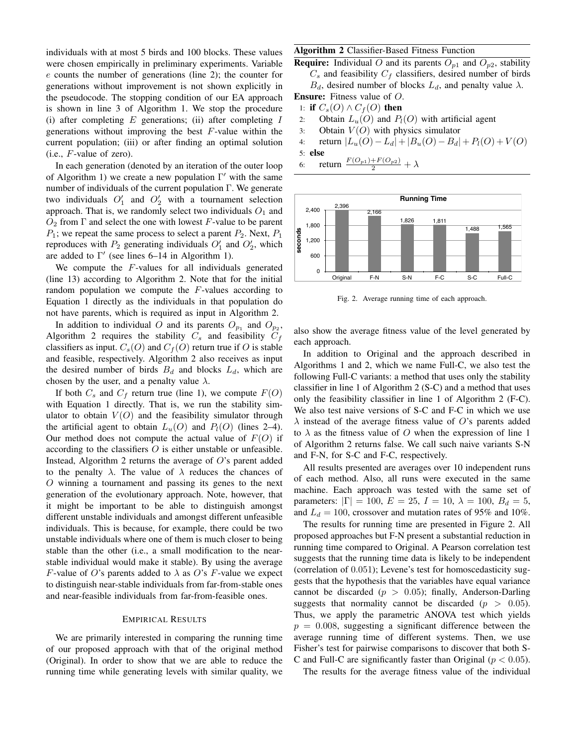individuals with at most 5 birds and 100 blocks. These values were chosen empirically in preliminary experiments. Variable $e$ counts the number of generations (line 2); the counter for generations without improvement is not shown explicitly in the pseudocode. The stopping condition of our EA approach is shown in line 3 of Algorithm 1. We stop the procedure (i) after completing $E$ generations; (ii) after completing $I$ generations without improving the best $F$-value within the current population; (iii) or after finding an optimal solution (i.e., $F$-value of zero).

In each generation (denoted by an iteration of the outer loop of Algorithm 1) we create a new population $\Gamma'$ with the same number of individuals of the current population $\Gamma$. We generate two individuals $O'_1$ and $O'_2$ with a tournament selection approach. That is, we randomly select two individuals $O_1$ and $O_2$ from $\Gamma$ and select the one with lowest $F$-value to be parent $P_1$; we repeat the same process to select a parent $P_2$. Next, $P_1$ reproduces with $P_2$ generating individuals $O'_1$ and $O'_2$, which are added to $\Gamma'$ (see lines 6–14 in Algorithm 1).

We compute the $F$-values for all individuals generated (line 13) according to Algorithm 2. Note that for the initial random population we compute the $F$-values according to Equation 1 directly as the individuals in that population do not have parents, which is required as input in Algorithm 2.

In addition to individual $O$ and its parents $O_{p_1}$ and $O_{p_2}$, Algorithm 2 requires the stability $C_s$ and feasibility $C_f$ classifiers as input. $C_s(O)$ and $C_f(O)$ return true if $O$ is stable and feasible, respectively. Algorithm 2 also receives as input the desired number of birds $B_d$ and blocks $L_d$, which are chosen by the user, and a penalty value $\lambda$.

If both $C_s$ and $C_f$ return true (line 1), we compute $F(O)$ with Equation 1 directly. That is, we run the stability simulator to obtain $V(O)$ and the feasibility simulator through the artificial agent to obtain $L_u(O)$ and $P_l(O)$ (lines 2–4). Our method does not compute the actual value of $F(O)$ if according to the classifiers $O$ is either unstable or unfeasible. Instead, Algorithm 2 returns the average of $O$'s parent added to the penalty $\lambda$. The value of $\lambda$ reduces the chances of $O$ winning a tournament and passing its genes to the next generation of the evolutionary approach. Note, however, that it might be important to be able to distinguish amongst different unstable individuals and amongst different unfeasible individuals. This is because, for example, there could be two unstable individuals where one of them is much closer to being stable than the other (i.e., a small modification to the near-stable individual would make it stable). By using the average $F$-value of $O$'s parents added to $\lambda$ as $O$'s $F$-value we expect to distinguish near-stable individuals from far-from-stable ones and near-feasible individuals from far-from-feasible ones.

**Algorithm 2** Classifier-Based Fitness Function

**Require:** Individual $O$ and its parents $O_{p1}$ and $O_{p2}$, stability $C_s$ and feasibility $C_f$ classifiers, desired number of birds $B_d$, desired number of blocks $L_d$, and penalty value $\lambda$.

**Ensure:** Fitness value of $O$.

1: **if** $C_s(O) \wedge C_f(O)$ **then**
2: &nbsp;&nbsp;&nbsp;&nbsp;Obtain $L_u(O)$ and $P_l(O)$ with artificial agent
3: &nbsp;&nbsp;&nbsp;&nbsp;Obtain $V(O)$ with physics simulator
4: &nbsp;&nbsp;&nbsp;&nbsp;return $|L_u(O) - L_d| + |B_u(O) - B_d| + P_l(O) + V(O)$
5: **else**
6: &nbsp;&nbsp;&nbsp;&nbsp;return $\frac{F(O_{p1})+F(O_{p2})}{2} + \lambda$

Fig. 2. Average running time of each approach.

## Empirical Results

We are primarily interested in comparing the running time of our proposed approach with that of the original method (Original). In order to show that we are able to reduce the running time while generating levels with similar quality, we also show the average fitness value of the level generated by each approach.

In addition to Original and the approach described in Algorithms 1 and 2, which we name Full-C, we also test the following Full-C variants: a method that uses only the stability classifier in line 1 of Algorithm 2 (S-C) and a method that uses only the feasibility classifier in line 1 of Algorithm 2 (F-C). We also test naive versions of S-C and F-C in which we use $\lambda$ instead of the average fitness value of $O$'s parents added to $\lambda$ as the fitness value of $O$ when the expression of line 1 of Algorithm 2 returns false. We call such naive variants S-N and F-N, for S-C and F-C, respectively.

All results presented are averages over 10 independent runs of each method. Also, all runs were executed in the same machine. Each approach was tested with the same set of parameters: $|\Gamma| = 100$, $E = 25$, $I = 10$, $\lambda = 100$, $B_d = 5$, and $L_d = 100$, crossover and mutation rates of 95% and 10%.

The results for running time are presented in Figure 2. All proposed approaches but F-N present a substantial reduction in running time compared to Original. A Pearson correlation test suggests that the running time data is likely to be independent (correlation of 0.051); Levene's test for homoscedasticity suggests that the hypothesis that the variables have equal variance cannot be discarded ($p > 0.05$); finally, Anderson-Darling suggests that normality cannot be discarded ($p > 0.05$). Thus, we apply the parametric ANOVA test which yields $p = 0.008$, suggesting a significant difference between the average running time of different systems. Then, we use Fisher's test for pairwise comparisons to discover that both S-C and Full-C are significantly faster than Original ($p < 0.05$).

The results for the average fitness value of the individual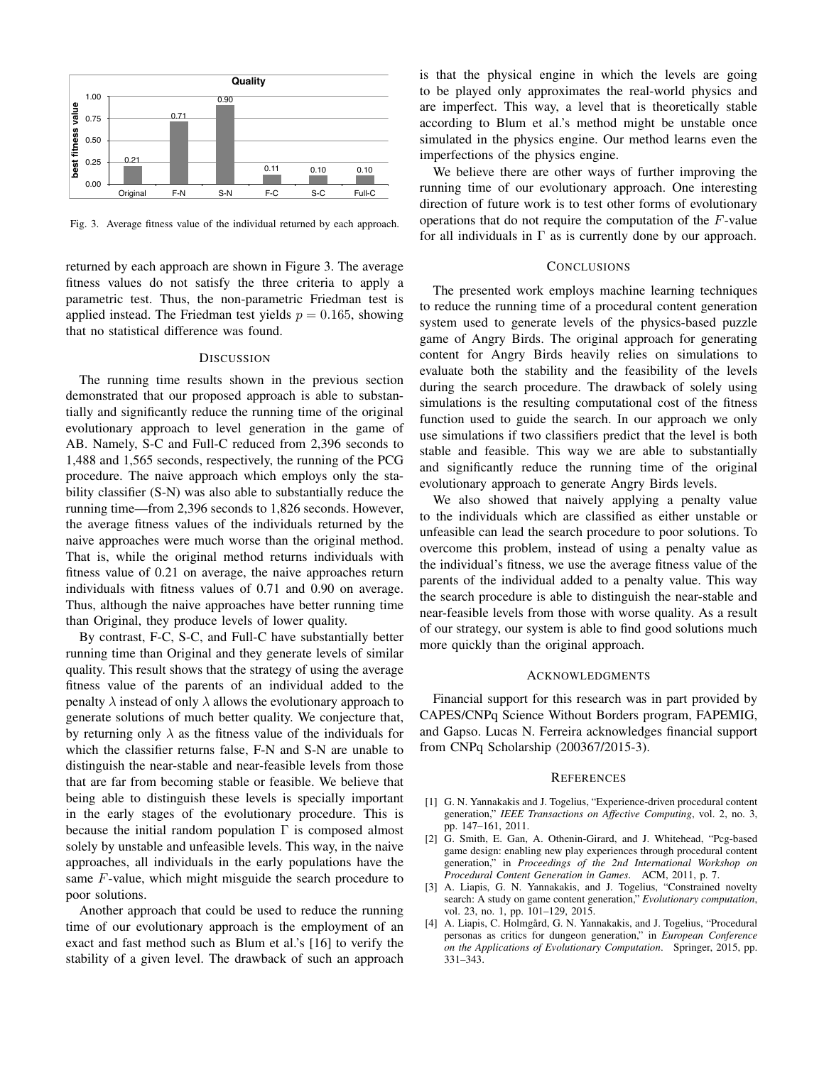Fig. 3. Average fitness value of the individual returned by each approach.

returned by each approach are shown in Figure 3. The average fitness values do not satisfy the three criteria to apply a parametric test. Thus, the non-parametric Friedman test is applied instead. The Friedman test yields $p = 0.165$, showing that no statistical difference was found.

## DISCUSSION

The running time results shown in the previous section demonstrated that our proposed approach is able to substantially and significantly reduce the running time of the original evolutionary approach to level generation in the game of AB. Namely, S-C and Full-C reduced from 2,396 seconds to 1,488 and 1,565 seconds, respectively, the running of the PCG procedure. The naive approach which employs only the stability classifier (S-N) was also able to substantially reduce the running time—from 2,396 seconds to 1,826 seconds. However, the average fitness values of the individuals returned by the naive approaches were much worse than the original method. That is, while the original method returns individuals with fitness value of 0.21 on average, the naive approaches return individuals with fitness values of 0.71 and 0.90 on average. Thus, although the naive approaches have better running time than Original, they produce levels of lower quality.

By contrast, F-C, S-C, and Full-C have substantially better running time than Original and they generate levels of similar quality. This result shows that the strategy of using the average fitness value of the parents of an individual added to the penalty $\lambda$ instead of only $\lambda$ allows the evolutionary approach to generate solutions of much better quality. We conjecture that, by returning only $\lambda$ as the fitness value of the individuals for which the classifier returns false, F-N and S-N are unable to distinguish the near-stable and near-feasible levels from those that are far from becoming stable or feasible. We believe that being able to distinguish these levels is specially important in the early stages of the evolutionary procedure. This is because the initial random population $\Gamma$ is composed almost solely by unstable and unfeasible levels. This way, in the naive approaches, all individuals in the early populations have the same $F$-value, which might misguide the search procedure to poor solutions.

Another approach that could be used to reduce the running time of our evolutionary approach is the employment of an exact and fast method such as Blum et al.'s [16] to verify the stability of a given level. The drawback of such an approach is that the physical engine in which the levels are going to be played only approximates the real-world physics and are imperfect. This way, a level that is theoretically stable according to Blum et al.'s method might be unstable once simulated in the physics engine. Our method learns even the imperfections of the physics engine.

We believe there are other ways of further improving the running time of our evolutionary approach. One interesting direction of future work is to test other forms of evolutionary operations that do not require the computation of the $F$-value for all individuals in $\Gamma$ as is currently done by our approach.

## CONCLUSIONS

The presented work employs machine learning techniques to reduce the running time of a procedural content generation system used to generate levels of the physics-based puzzle game of Angry Birds. The original approach for generating content for Angry Birds heavily relies on simulations to evaluate both the stability and the feasibility of the levels during the search procedure. The drawback of solely using simulations is the resulting computational cost of the fitness function used to guide the search. In our approach we only use simulations if two classifiers predict that the level is both stable and feasible. This way we are able to substantially and significantly reduce the running time of the original evolutionary approach to generate Angry Birds levels.

We also showed that naively applying a penalty value to the individuals which are classified as either unstable or unfeasible can lead the search procedure to poor solutions. To overcome this problem, instead of using a penalty value as the individual's fitness, we use the average fitness value of the parents of the individual added to a penalty value. This way the search procedure is able to distinguish the near-stable and near-feasible levels from those with worse quality. As a result of our strategy, our system is able to find good solutions much more quickly than the original approach.

## ACKNOWLEDGMENTS

Financial support for this research was in part provided by CAPES/CNPq Science Without Borders program, FAPEMIG, and Gapso. Lucas N. Ferreira acknowledges financial support from CNPq Scholarship (200367/2015-3).

## REFERENCES

[1] G. N. Yannakakis and J. Togelius, "Experience-driven procedural content generation," *IEEE Transactions on Affective Computing*, vol. 2, no. 3, pp. 147–161, 2011.

[2] G. Smith, E. Gan, A. Othenin-Girard, and J. Whitehead, "Pcg-based game design: enabling new play experiences through procedural content generation," in *Proceedings of the 2nd International Workshop on Procedural Content Generation in Games*. ACM, 2011, p. 7.

[3] A. Liapis, G. N. Yannakakis, and J. Togelius, "Constrained novelty search: A study on game content generation," *Evolutionary computation*, vol. 23, no. 1, pp. 101–129, 2015.

[4] A. Liapis, C. Holmgård, G. N. Yannakakis, and J. Togelius, "Procedural personas as critics for dungeon generation," in *European Conference on the Applications of Evolutionary Computation*. Springer, 2015, pp. 331–343.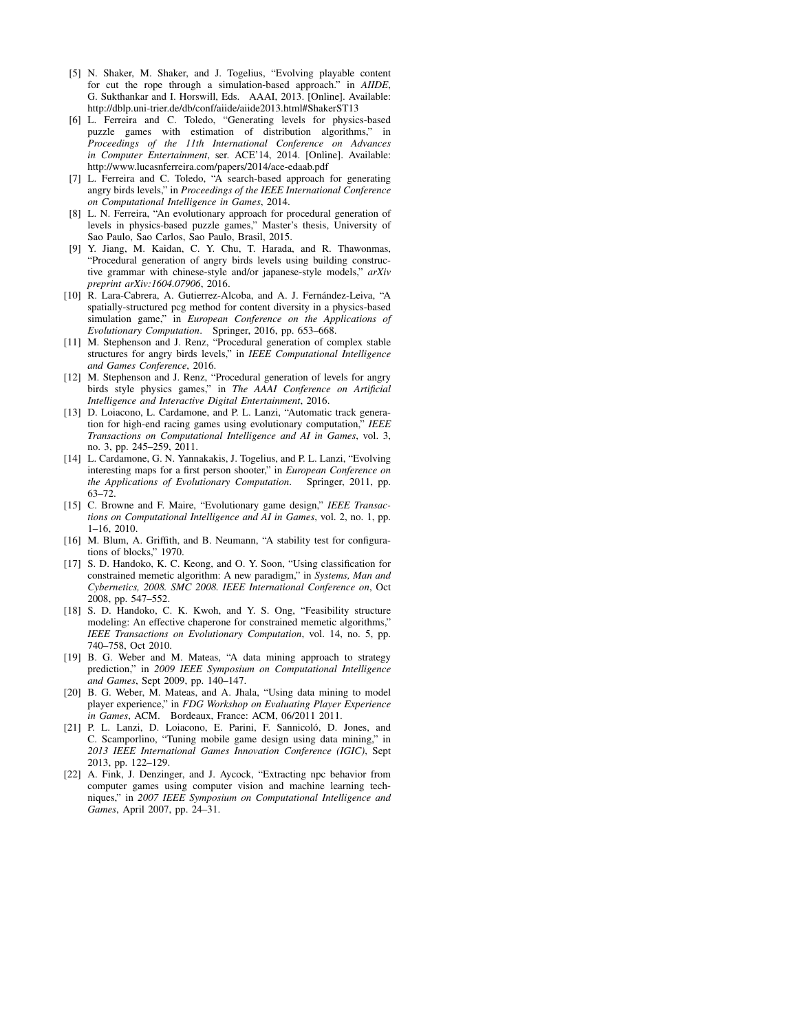[5] N. Shaker, M. Shaker, and J. Togelius, "Evolving playable content for cut the rope through a simulation-based approach." in *AIIDE*, G. Sukthankar and I. Horswill, Eds. AAAI, 2013. [Online]. Available: http://dblp.uni-trier.de/db/conf/aiide/aiide2013.html#ShakerST13

[6] L. Ferreira and C. Toledo, "Generating levels for physics-based puzzle games with estimation of distribution algorithms," in *Proceedings of the 11th International Conference on Advances in Computer Entertainment*, ser. ACE'14, 2014. [Online]. Available: http://www.lucasnferreira.com/papers/2014/ace-edaab.pdf

[7] L. Ferreira and C. Toledo, "A search-based approach for generating angry birds levels," in *Proceedings of the IEEE International Conference on Computational Intelligence in Games*, 2014.

[8] L. N. Ferreira, "An evolutionary approach for procedural generation of levels in physics-based puzzle games," Master's thesis, University of Sao Paulo, Sao Carlos, Sao Paulo, Brasil, 2015.

[9] Y. Jiang, M. Kaidan, C. Y. Chu, T. Harada, and R. Thawonmas, "Procedural generation of angry birds levels using building constructive grammar with chinese-style and/or japanese-style models," *arXiv preprint arXiv:1604.07906*, 2016.

[10] R. Lara-Cabrera, A. Gutierrez-Alcoba, and A. J. Fernández-Leiva, "A spatially-structured pcg method for content diversity in a physics-based simulation game," in *European Conference on the Applications of Evolutionary Computation*. Springer, 2016, pp. 653–668.

[11] M. Stephenson and J. Renz, "Procedural generation of complex stable structures for angry birds levels," in *IEEE Computational Intelligence and Games Conference*, 2016.

[12] M. Stephenson and J. Renz, "Procedural generation of levels for angry birds style physics games," in *The AAAI Conference on Artificial Intelligence and Interactive Digital Entertainment*, 2016.

[13] D. Loiacono, L. Cardamone, and P. L. Lanzi, "Automatic track generation for high-end racing games using evolutionary computation," *IEEE Transactions on Computational Intelligence and AI in Games*, vol. 3, no. 3, pp. 245–259, 2011.

[14] L. Cardamone, G. N. Yannakakis, J. Togelius, and P. L. Lanzi, "Evolving interesting maps for a first person shooter," in *European Conference on the Applications of Evolutionary Computation*. Springer, 2011, pp. 63–72.

[15] C. Browne and F. Maire, "Evolutionary game design," *IEEE Transactions on Computational Intelligence and AI in Games*, vol. 2, no. 1, pp. 1–16, 2010.

[16] M. Blum, A. Griffith, and B. Neumann, "A stability test for configurations of blocks," 1970.

[17] S. D. Handoko, K. C. Keong, and O. Y. Soon, "Using classification for constrained memetic algorithm: A new paradigm," in *Systems, Man and Cybernetics, 2008. SMC 2008. IEEE International Conference on*, Oct 2008, pp. 547–552.

[18] S. D. Handoko, C. K. Kwoh, and Y. S. Ong, "Feasibility structure modeling: An effective chaperone for constrained memetic algorithms," *IEEE Transactions on Evolutionary Computation*, vol. 14, no. 5, pp. 740–758, Oct 2010.

[19] B. G. Weber and M. Mateas, "A data mining approach to strategy prediction," in *2009 IEEE Symposium on Computational Intelligence and Games*, Sept 2009, pp. 140–147.

[20] B. G. Weber, M. Mateas, and A. Jhala, "Using data mining to model player experience," in *FDG Workshop on Evaluating Player Experience in Games*, ACM. Bordeaux, France: ACM, 06/2011 2011.

[21] P. L. Lanzi, D. Loiacono, E. Parini, F. Sannicoló, D. Jones, and C. Scamporlino, "Tuning mobile game design using data mining," in *2013 IEEE International Games Innovation Conference (IGIC)*, Sept 2013, pp. 122–129.

[22] A. Fink, J. Denzinger, and J. Aycock, "Extracting npc behavior from computer games using computer vision and machine learning techniques," in *2007 IEEE Symposium on Computational Intelligence and Games*, April 2007, pp. 24–31.